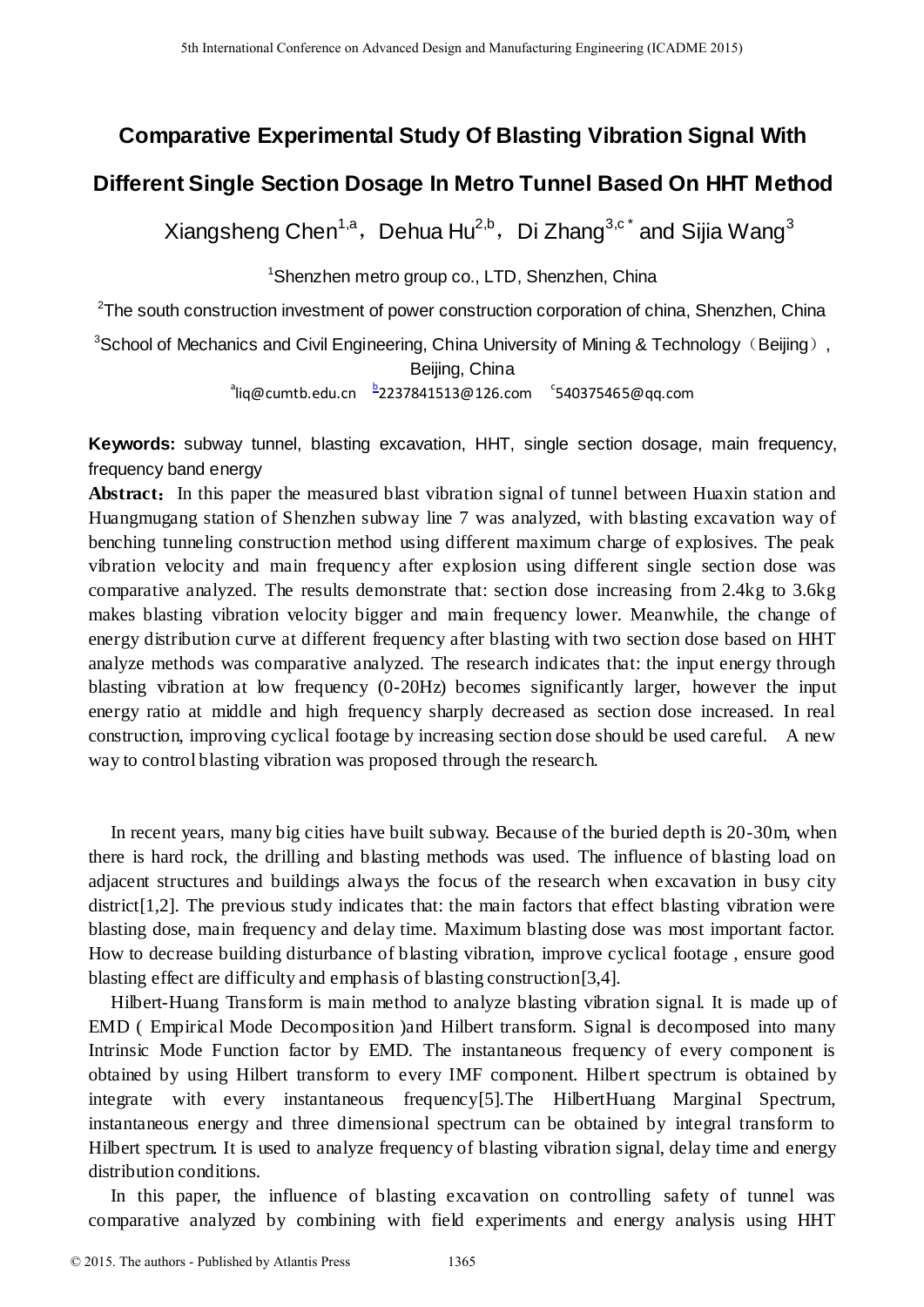# Comparative Experimental Study Of Blasting Vibration Signal With Different Single Section Dosage In Metro Tunnel Based On HHT Method

Xiangsheng Chen[1,a], Dehua Hu[2,b], Di Zhang[3,c*] and Sijia Wang[3]

[1]Shenzhen metro group co., LTD, Shenzhen, China

[2]The south construction investment of power construction corporation of china, Shenzhen, China

[3]School of Mechanics and Civil Engineering, China University of Mining & Technology（Beijing）, Beijing, China

[a]liq@cumtb.edu.cn [b]2237841513@126.com [c]540375465@qq.com

**Keywords:** subway tunnel, blasting excavation, HHT, single section dosage, main frequency, frequency band energy

**Abstract**：In this paper the measured blast vibration signal of tunnel between Huaxin station and Huangmugang station of Shenzhen subway line 7 was analyzed, with blasting excavation way of benching tunneling construction method using different maximum charge of explosives. The peak vibration velocity and main frequency after explosion using different single section dose was comparative analyzed. The results demonstrate that: section dose increasing from 2.4kg to 3.6kg makes blasting vibration velocity bigger and main frequency lower. Meanwhile, the change of energy distribution curve at different frequency after blasting with two section dose based on HHT analyze methods was comparative analyzed. The research indicates that: the input energy through blasting vibration at low frequency (0-20Hz) becomes significantly larger, however the input energy ratio at middle and high frequency sharply decreased as section dose increased. In real construction, improving cyclical footage by increasing section dose should be used careful. A new way to control blasting vibration was proposed through the research.

In recent years, many big cities have built subway. Because of the buried depth is 20-30m, when there is hard rock, the drilling and blasting methods was used. The influence of blasting load on adjacent structures and buildings always the focus of the research when excavation in busy city district[1,2]. The previous study indicates that: the main factors that effect blasting vibration were blasting dose, main frequency and delay time. Maximum blasting dose was most important factor. How to decrease building disturbance of blasting vibration, improve cyclical footage , ensure good blasting effect are difficulty and emphasis of blasting construction[3,4].

Hilbert-Huang Transform is main method to analyze blasting vibration signal. It is made up of EMD ( Empirical Mode Decomposition )and Hilbert transform. Signal is decomposed into many Intrinsic Mode Function factor by EMD. The instantaneous frequency of every component is obtained by using Hilbert transform to every IMF component. Hilbert spectrum is obtained by integrate with every instantaneous frequency[5].The HilbertHuang Marginal Spectrum, instantaneous energy and three dimensional spectrum can be obtained by integral transform to Hilbert spectrum. It is used to analyze frequency of blasting vibration signal, delay time and energy distribution conditions.

In this paper, the influence of blasting excavation on controlling safety of tunnel was comparative analyzed by combining with field experiments and energy analysis using HHT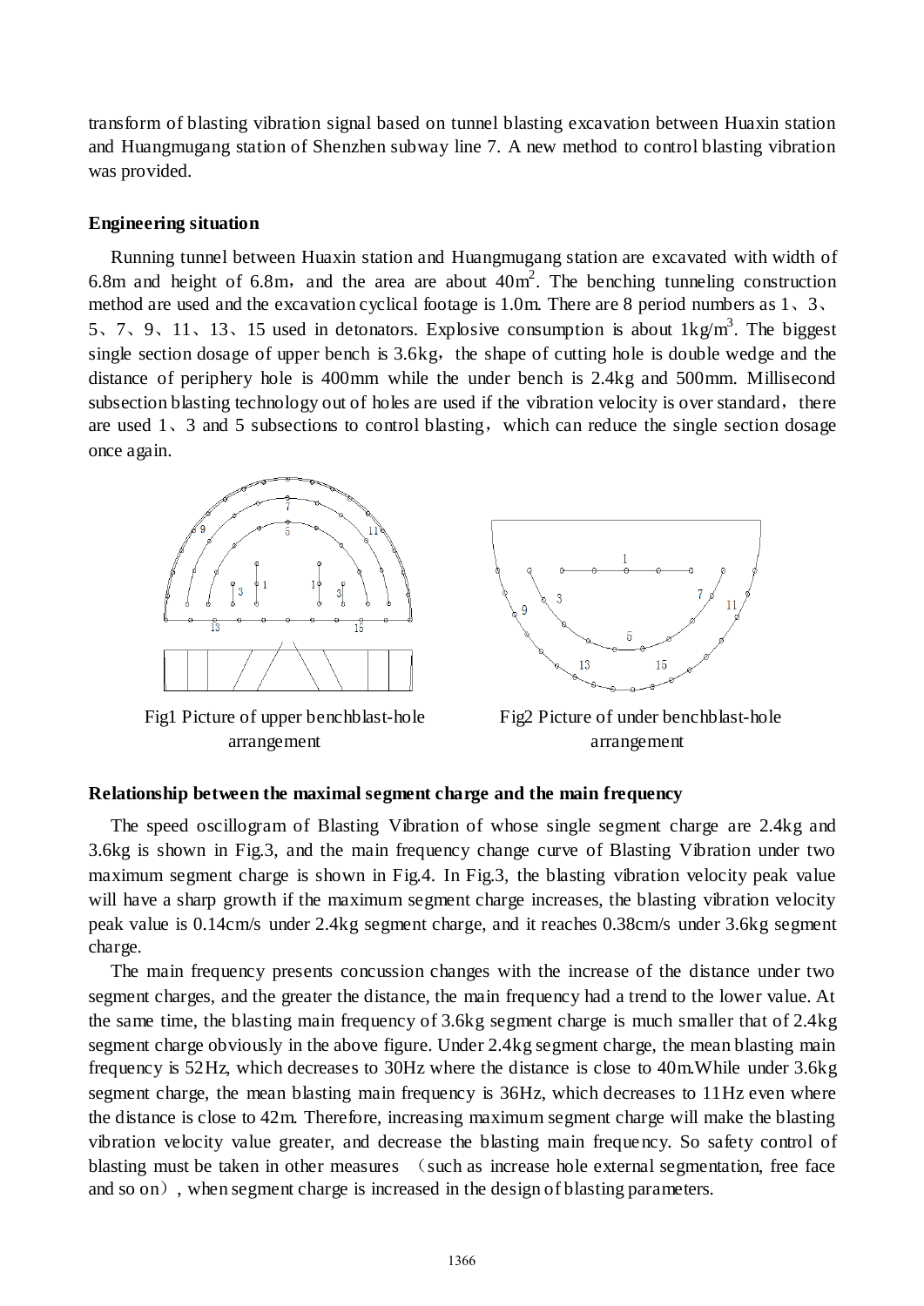transform of blasting vibration signal based on tunnel blasting excavation between Huaxin station and Huangmugang station of Shenzhen subway line 7. A new method to control blasting vibration was provided.

**Engineering situation**

Running tunnel between Huaxin station and Huangmugang station are excavated with width of 6.8m and height of 6.8m，and the area are about $40m^2$. The benching tunneling construction method are used and the excavation cyclical footage is 1.0m. There are 8 period numbers as 1、3、5、7、9、11、13、15 used in detonators. Explosive consumption is about $1kg/m^3$. The biggest single section dosage of upper bench is 3.6kg，the shape of cutting hole is double wedge and the distance of periphery hole is 400mm while the under bench is 2.4kg and 500mm. Millisecond subsection blasting technology out of holes are used if the vibration velocity is over standard，there are used 1、3 and 5 subsections to control blasting，which can reduce the single section dosage once again.

Fig1 Picture of upper benchblast-hole arrangement

Fig2 Picture of under benchblast-hole arrangement

**Relationship between the maximal segment charge and the main frequency**

The speed oscillogram of Blasting Vibration of whose single segment charge are 2.4kg and 3.6kg is shown in Fig.3, and the main frequency change curve of Blasting Vibration under two maximum segment charge is shown in Fig.4. In Fig.3, the blasting vibration velocity peak value will have a sharp growth if the maximum segment charge increases, the blasting vibration velocity peak value is 0.14cm/s under 2.4kg segment charge, and it reaches 0.38cm/s under 3.6kg segment charge.

The main frequency presents concussion changes with the increase of the distance under two segment charges, and the greater the distance, the main frequency had a trend to the lower value. At the same time, the blasting main frequency of 3.6kg segment charge is much smaller that of 2.4kg segment charge obviously in the above figure. Under 2.4kg segment charge, the mean blasting main frequency is 52Hz, which decreases to 30Hz where the distance is close to 40m.While under 3.6kg segment charge, the mean blasting main frequency is 36Hz, which decreases to 11Hz even where the distance is close to 42m. Therefore, increasing maximum segment charge will make the blasting vibration velocity value greater, and decrease the blasting main frequency. So safety control of blasting must be taken in other measures （such as increase hole external segmentation, free face and so on）, when segment charge is increased in the design of blasting parameters.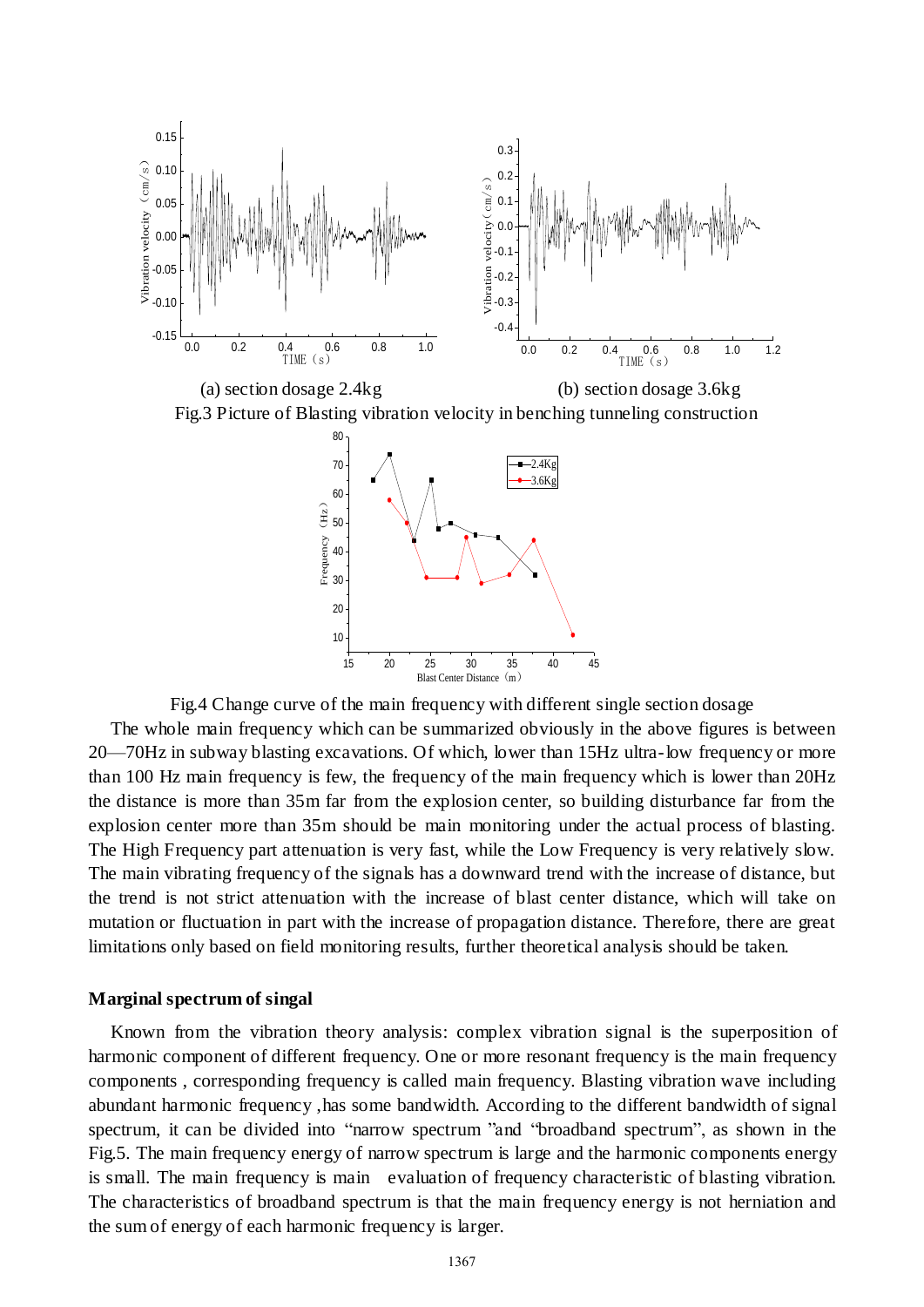(a) section dosage 2.4kg (b) section dosage 3.6kg

Fig.3 Picture of Blasting vibration velocity in benching tunneling construction

Fig.4 Change curve of the main frequency with different single section dosage

The whole main frequency which can be summarized obviously in the above figures is between 20—70Hz in subway blasting excavations. Of which, lower than 15Hz ultra-low frequency or more than 100 Hz main frequency is few, the frequency of the main frequency which is lower than 20Hz the distance is more than 35m far from the explosion center, so building disturbance far from the explosion center more than 35m should be main monitoring under the actual process of blasting. The High Frequency part attenuation is very fast, while the Low Frequency is very relatively slow. The main vibrating frequency of the signals has a downward trend with the increase of distance, but the trend is not strict attenuation with the increase of blast center distance, which will take on mutation or fluctuation in part with the increase of propagation distance. Therefore, there are great limitations only based on field monitoring results, further theoretical analysis should be taken.

## Marginal spectrum of singal

Known from the vibration theory analysis: complex vibration signal is the superposition of harmonic component of different frequency. One or more resonant frequency is the main frequency components , corresponding frequency is called main frequency. Blasting vibration wave including abundant harmonic frequency ,has some bandwidth. According to the different bandwidth of signal spectrum, it can be divided into "narrow spectrum "and "broadband spectrum", as shown in the Fig.5. The main frequency energy of narrow spectrum is large and the harmonic components energy is small. The main frequency is main evaluation of frequency characteristic of blasting vibration. The characteristics of broadband spectrum is that the main frequency energy is not herniation and the sum of energy of each harmonic frequency is larger.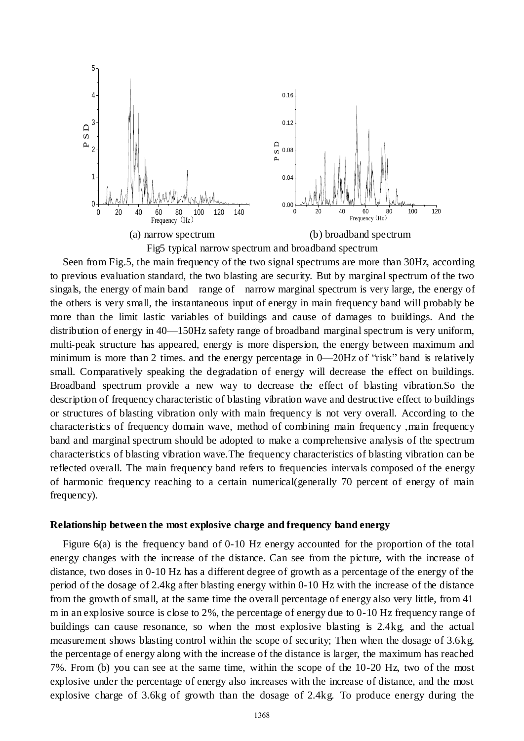(a) narrow spectrum (b) broadband spectrum

Fig5 typical narrow spectrum and broadband spectrum

Seen from Fig.5, the main frequency of the two signal spectrums are more than 30Hz, according to previous evaluation standard, the two blasting are security. But by marginal spectrum of the two singals, the energy of main band range of narrow marginal spectrum is very large, the energy of the others is very small, the instantaneous input of energy in main frequency band will probably be more than the limit lastic variables of buildings and cause of damages to buildings. And the distribution of energy in 40—150Hz safety range of broadband marginal spectrum is very uniform, multi-peak structure has appeared, energy is more dispersion, the energy between maximum and minimum is more than 2 times. and the energy percentage in 0—20Hz of "risk" band is relatively small. Comparatively speaking the degradation of energy will decrease the effect on buildings. Broadband spectrum provide a new way to decrease the effect of blasting vibration.So the description of frequency characteristic of blasting vibration wave and destructive effect to buildings or structures of blasting vibration only with main frequency is not very overall. According to the characteristics of frequency domain wave, method of combining main frequency ,main frequency band and marginal spectrum should be adopted to make a comprehensive analysis of the spectrum characteristics of blasting vibration wave.The frequency characteristics of blasting vibration can be reflected overall. The main frequency band refers to frequencies intervals composed of the energy of harmonic frequency reaching to a certain numerical(generally 70 percent of energy of main frequency).

**Relationship between the most explosive charge and frequency band energy**

Figure 6(a) is the frequency band of 0-10 Hz energy accounted for the proportion of the total energy changes with the increase of the distance. Can see from the picture, with the increase of distance, two doses in 0-10 Hz has a different degree of growth as a percentage of the energy of the period of the dosage of 2.4kg after blasting energy within 0-10 Hz with the increase of the distance from the growth of small, at the same time the overall percentage of energy also very little, from 41 m in an explosive source is close to 2%, the percentage of energy due to 0-10 Hz frequency range of buildings can cause resonance, so when the most explosive blasting is 2.4kg, and the actual measurement shows blasting control within the scope of security; Then when the dosage of 3.6kg, the percentage of energy along with the increase of the distance is larger, the maximum has reached 7%. From (b) you can see at the same time, within the scope of the 10-20 Hz, two of the most explosive under the percentage of energy also increases with the increase of distance, and the most explosive charge of 3.6kg of growth than the dosage of 2.4kg. To produce energy during the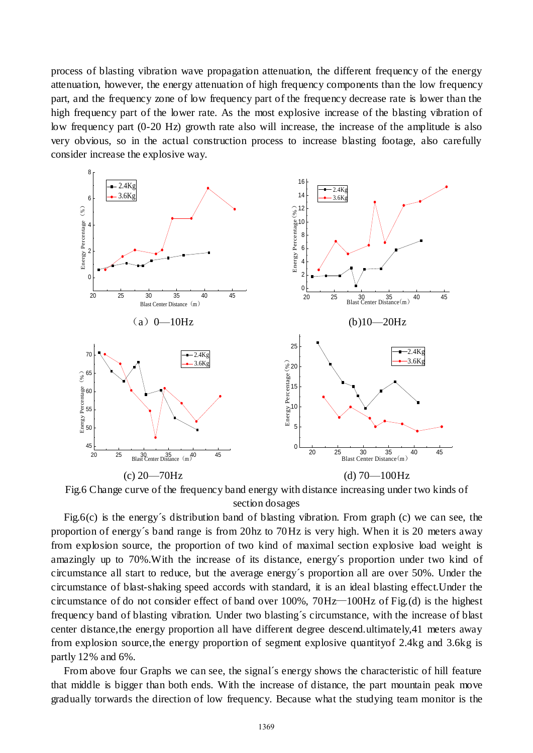process of blasting vibration wave propagation attenuation, the different frequency of the energy attenuation, however, the energy attenuation of high frequency components than the low frequency part, and the frequency zone of low frequency part of the frequency decrease rate is lower than the high frequency part of the lower rate. As the most explosive increase of the blasting vibration of low frequency part (0-20 Hz) growth rate also will increase, the increase of the amplitude is also very obvious, so in the actual construction process to increase blasting footage, also carefully consider increase the explosive way.

（a）0—10Hz

(b)10—20Hz

(c) 20—70Hz

(d) 70—100Hz

Fig.6 Change curve of the frequency band energy with distance increasing under two kinds of section dosages

Fig.6(c) is the energy´s distribution band of blasting vibration. From graph (c) we can see, the proportion of energy´s band range is from 20hz to 70Hz is very high. When it is 20 meters away from explosion source, the proportion of two kind of maximal section explosive load weight is amazingly up to 70%.With the increase of its distance, energy´s proportion under two kind of circumstance all start to reduce, but the average energy´s proportion all are over 50%. Under the circumstance of blast-shaking speed accords with standard, it is an ideal blasting effect.Under the circumstance of do not consider effect of band over 100%, 70Hz—100Hz of Fig.(d) is the highest frequency band of blasting vibration. Under two blasting´s circumstance, with the increase of blast center distance,the energy proportion all have different degree descend.ultimately,41 meters away from explosion source,the energy proportion of segment explosive quantityof 2.4kg and 3.6kg is partly 12% and 6%.

From above four Graphs we can see, the signal´s energy shows the characteristic of hill feature that middle is bigger than both ends. With the increase of distance, the part mountain peak move gradually torwards the direction of low frequency. Because what the studying team monitor is the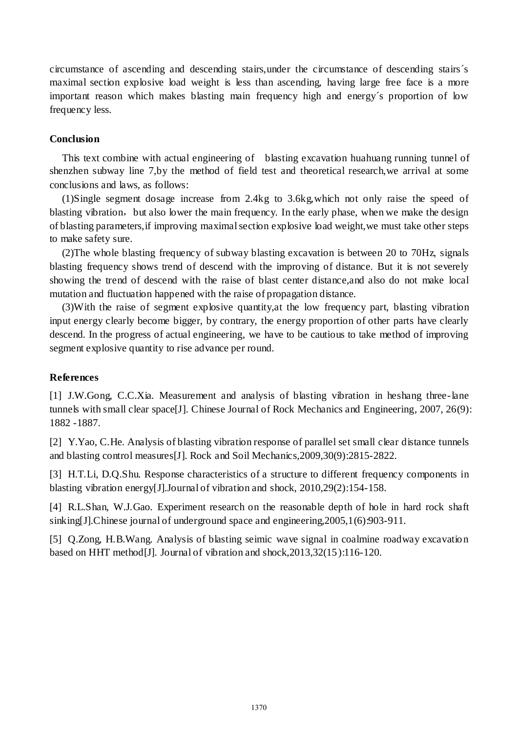circumstance of ascending and descending stairs,under the circumstance of descending stairs´s maximal section explosive load weight is less than ascending, having large free face is a more important reason which makes blasting main frequency high and energy´s proportion of low frequency less.

## Conclusion

This text combine with actual engineering of blasting excavation huahuang running tunnel of shenzhen subway line 7,by the method of field test and theoretical research,we arrival at some conclusions and laws, as follows:

(1)Single segment dosage increase from 2.4kg to 3.6kg,which not only raise the speed of blasting vibration，but also lower the main frequency. In the early phase, when we make the design of blasting parameters,if improving maximal section explosive load weight,we must take other steps to make safety sure.

(2)The whole blasting frequency of subway blasting excavation is between 20 to 70Hz, signals blasting frequency shows trend of descend with the improving of distance. But it is not severely showing the trend of descend with the raise of blast center distance,and also do not make local mutation and fluctuation happened with the raise of propagation distance.

(3)With the raise of segment explosive quantity,at the low frequency part, blasting vibration input energy clearly become bigger, by contrary, the energy proportion of other parts have clearly descend. In the progress of actual engineering, we have to be cautious to take method of improving segment explosive quantity to rise advance per round.

## References

[1] J.W.Gong, C.C.Xia. Measurement and analysis of blasting vibration in heshang three-lane tunnels with small clear space[J]. Chinese Journal of Rock Mechanics and Engineering, 2007, 26(9): 1882 -1887.

[2] Y.Yao, C.He. Analysis of blasting vibration response of parallel set small clear distance tunnels and blasting control measures[J]. Rock and Soil Mechanics,2009,30(9):2815-2822.

[3] H.T.Li, D.Q.Shu. Response characteristics of a structure to different frequency components in blasting vibration energy[J].Journal of vibration and shock, 2010,29(2):154-158.

[4] R.L.Shan, W.J.Gao. Experiment research on the reasonable depth of hole in hard rock shaft sinking[J].Chinese journal of underground space and engineering,2005,1(6):903-911.

[5] Q.Zong, H.B.Wang. Analysis of blasting seimic wave signal in coalmine roadway excavation based on HHT method[J]. Journal of vibration and shock,2013,32(15):116-120.